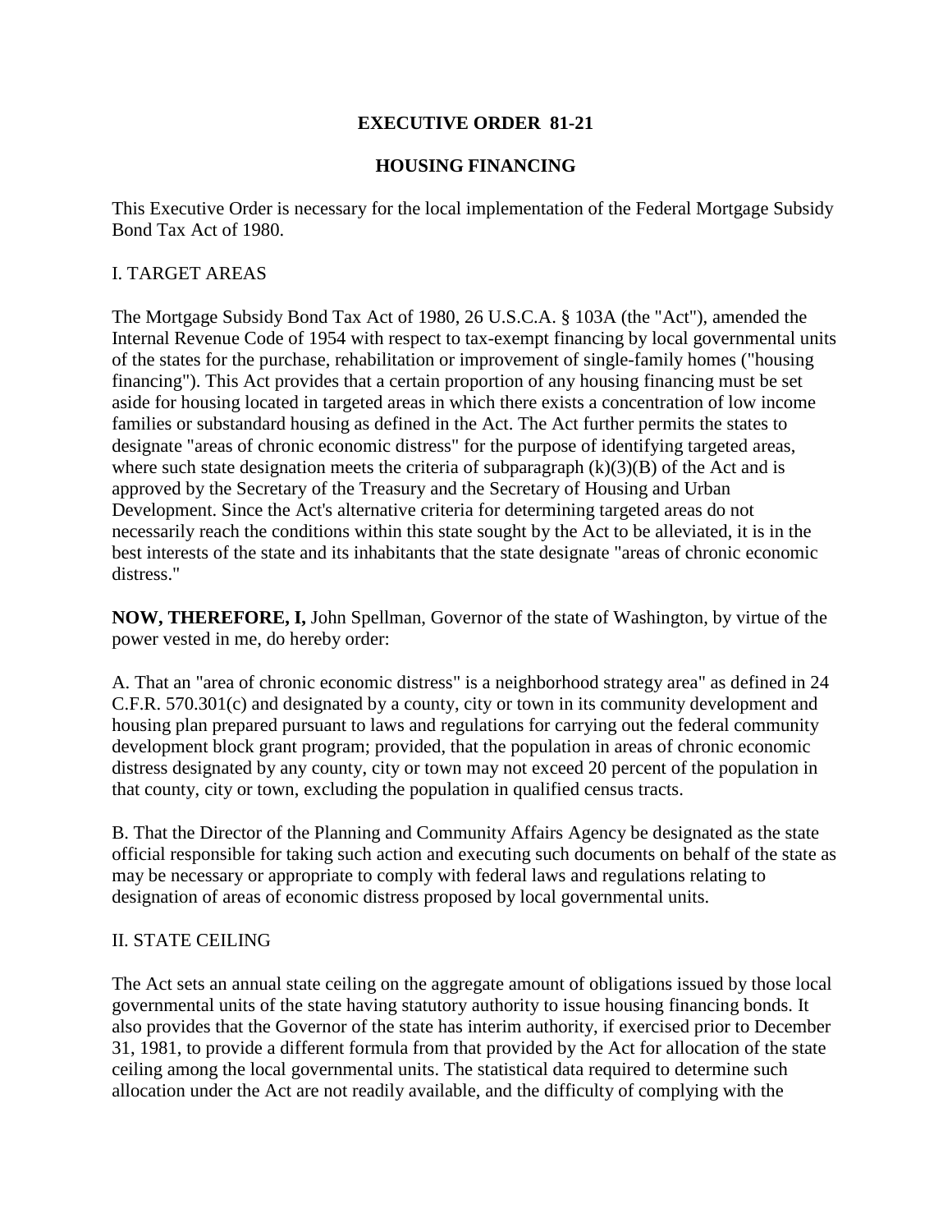# EXECUTIVE ORDER 81-21

## HOUSING FINANCING

This Executive Order is necessary for the local implementation of the Federal Mortgage Subsidy Bond Tax Act of 1980.

### I. TARGET AREAS

The Mortgage Subsidy Bond Tax Act of 1980, 26 U.S.C.A. § 103A (the "Act"), amended the Internal Revenue Code of 1954 with respect to tax-exempt financing by local governmental units of the states for the purchase, rehabilitation or improvement of single-family homes ("housing financing"). This Act provides that a certain proportion of any housing financing must be set aside for housing located in targeted areas in which there exists a concentration of low income families or substandard housing as defined in the Act. The Act further permits the states to designate "areas of chronic economic distress" for the purpose of identifying targeted areas, where such state designation meets the criteria of subparagraph (k)(3)(B) of the Act and is approved by the Secretary of the Treasury and the Secretary of Housing and Urban Development. Since the Act's alternative criteria for determining targeted areas do not necessarily reach the conditions within this state sought by the Act to be alleviated, it is in the best interests of the state and its inhabitants that the state designate "areas of chronic economic distress."

**NOW, THEREFORE, I,** John Spellman, Governor of the state of Washington, by virtue of the power vested in me, do hereby order:

A. That an "area of chronic economic distress" is a neighborhood strategy area" as defined in 24 C.F.R. 570.301(c) and designated by a county, city or town in its community development and housing plan prepared pursuant to laws and regulations for carrying out the federal community development block grant program; provided, that the population in areas of chronic economic distress designated by any county, city or town may not exceed 20 percent of the population in that county, city or town, excluding the population in qualified census tracts.

B. That the Director of the Planning and Community Affairs Agency be designated as the state official responsible for taking such action and executing such documents on behalf of the state as may be necessary or appropriate to comply with federal laws and regulations relating to designation of areas of economic distress proposed by local governmental units.

### II. STATE CEILING

The Act sets an annual state ceiling on the aggregate amount of obligations issued by those local governmental units of the state having statutory authority to issue housing financing bonds. It also provides that the Governor of the state has interim authority, if exercised prior to December 31, 1981, to provide a different formula from that provided by the Act for allocation of the state ceiling among the local governmental units. The statistical data required to determine such allocation under the Act are not readily available, and the difficulty of complying with the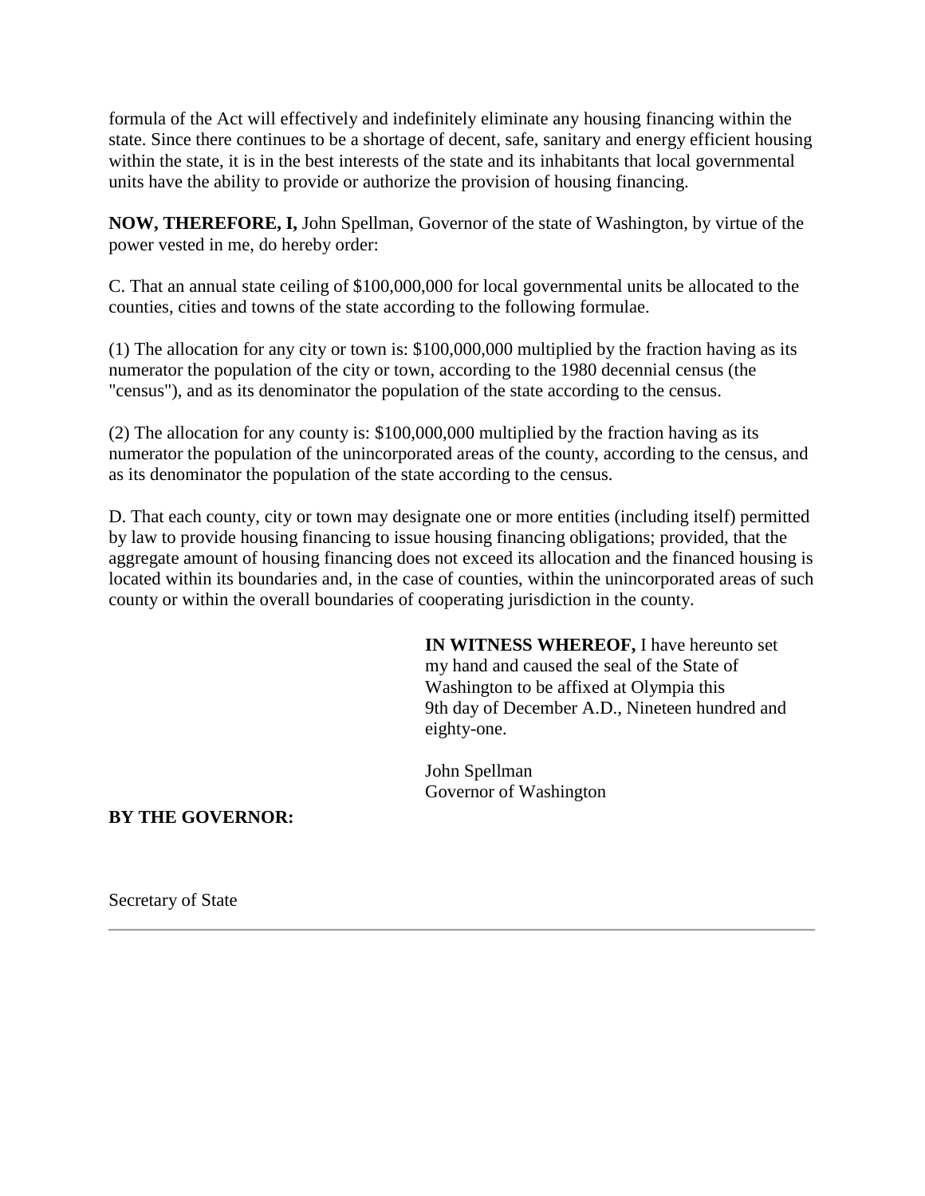formula of the Act will effectively and indefinitely eliminate any housing financing within the state. Since there continues to be a shortage of decent, safe, sanitary and energy efficient housing within the state, it is in the best interests of the state and its inhabitants that local governmental units have the ability to provide or authorize the provision of housing financing.

**NOW, THEREFORE, I,** John Spellman, Governor of the state of Washington, by virtue of the power vested in me, do hereby order:

C. That an annual state ceiling of $100,000,000 for local governmental units be allocated to the counties, cities and towns of the state according to the following formulae.

(1) The allocation for any city or town is: $100,000,000 multiplied by the fraction having as its numerator the population of the city or town, according to the 1980 decennial census (the "census"), and as its denominator the population of the state according to the census.

(2) The allocation for any county is: $100,000,000 multiplied by the fraction having as its numerator the population of the unincorporated areas of the county, according to the census, and as its denominator the population of the state according to the census.

D. That each county, city or town may designate one or more entities (including itself) permitted by law to provide housing financing to issue housing financing obligations; provided, that the aggregate amount of housing financing does not exceed its allocation and the financed housing is located within its boundaries and, in the case of counties, within the unincorporated areas of such county or within the overall boundaries of cooperating jurisdiction in the county.

**IN WITNESS WHEREOF,** I have hereunto set my hand and caused the seal of the State of Washington to be affixed at Olympia this 9th day of December A.D., Nineteen hundred and eighty-one.

John Spellman
Governor of Washington

**BY THE GOVERNOR:**

Secretary of State

---